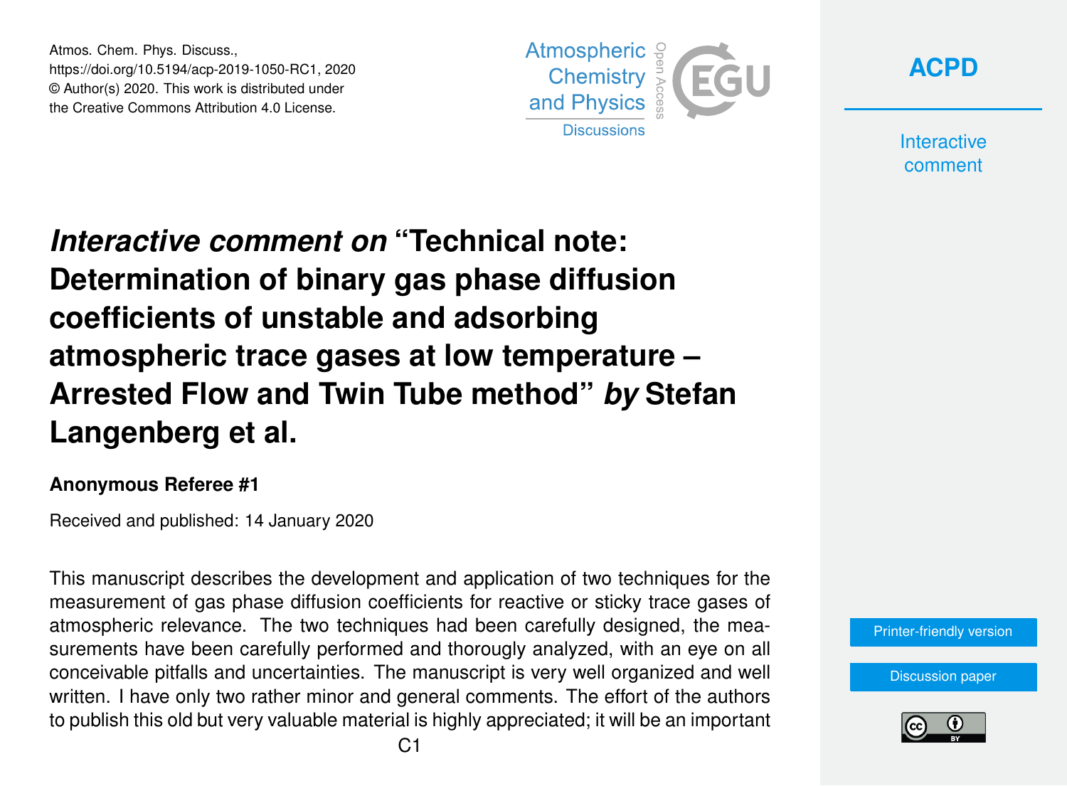Atmos. Chem. Phys. Discuss.,
https://doi.org/10.5194/acp-2019-1050-RC1, 2020
© Author(s) 2020. This work is distributed under
the Creative Commons Attribution 4.0 License.

# *Interactive comment on* "Technical note: Determination of binary gas phase diffusion coefficients of unstable and adsorbing atmospheric trace gases at low temperature – Arrested Flow and Twin Tube method" *by* Stefan Langenberg et al.

**Anonymous Referee #1**

Received and published: 14 January 2020

This manuscript describes the development and application of two techniques for the measurement of gas phase diffusion coefficients for reactive or sticky trace gases of atmospheric relevance. The two techniques had been carefully designed, the measurements have been carefully performed and thorougly analyzed, with an eye on all conceivable pitfalls and uncertainties. The manuscript is very well organized and well written. I have only two rather minor and general comments. The effort of the authors to publish this old but very valuable material is highly appreciated; it will be an important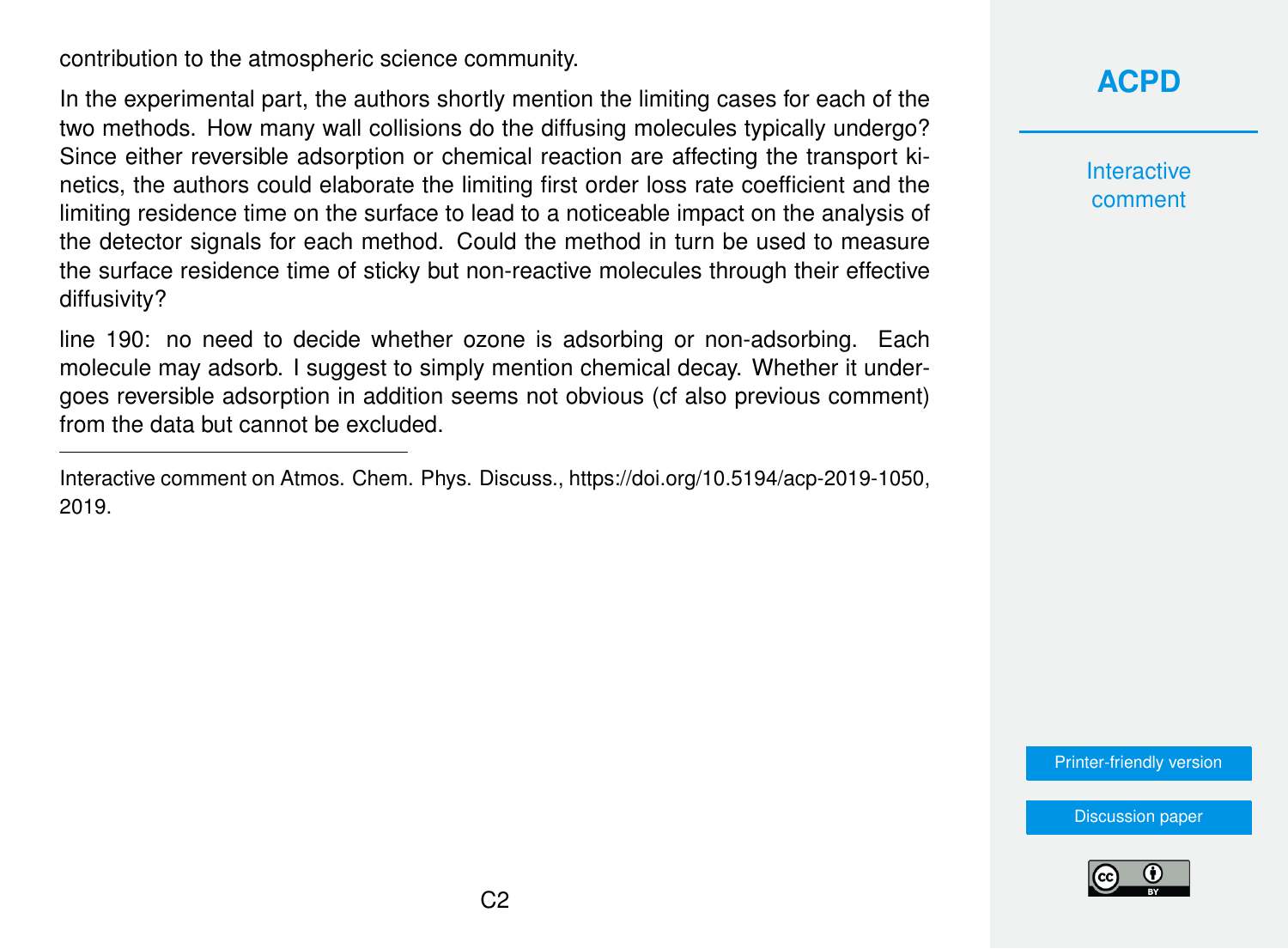contribution to the atmospheric science community.

In the experimental part, the authors shortly mention the limiting cases for each of the two methods. How many wall collisions do the diffusing molecules typically undergo? Since either reversible adsorption or chemical reaction are affecting the transport kinetics, the authors could elaborate the limiting first order loss rate coefficient and the limiting residence time on the surface to lead to a noticeable impact on the analysis of the detector signals for each method. Could the method in turn be used to measure the surface residence time of sticky but non-reactive molecules through their effective diffusivity?

line 190: no need to decide whether ozone is adsorbing or non-adsorbing. Each molecule may adsorb. I suggest to simply mention chemical decay. Whether it undergoes reversible adsorption in addition seems not obvious (cf also previous comment) from the data but cannot be excluded.

---

Interactive comment on Atmos. Chem. Phys. Discuss., https://doi.org/10.5194/acp-2019-1050, 2019.